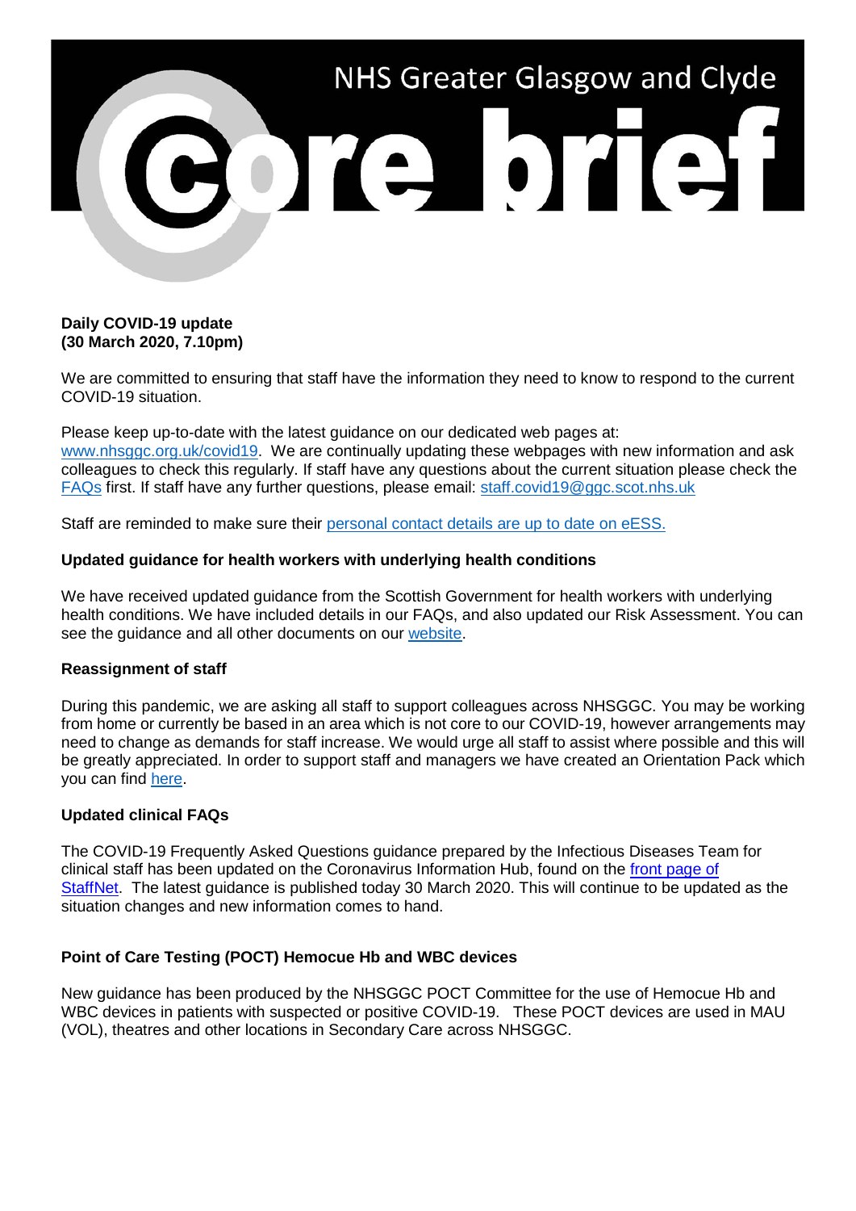# NHS Greater Glasgow and Clyde Core brief

**Daily COVID-19 update**
**(30 March 2020, 7.10pm)**

We are committed to ensuring that staff have the information they need to know to respond to the current COVID-19 situation.

Please keep up-to-date with the latest guidance on our dedicated web pages at: www.nhsggc.org.uk/covid19. We are continually updating these webpages with new information and ask colleagues to check this regularly. If staff have any questions about the current situation please check the FAQs first. If staff have any further questions, please email: staff.covid19@ggc.scot.nhs.uk

Staff are reminded to make sure their personal contact details are up to date on eESS.

**Updated guidance for health workers with underlying health conditions**

We have received updated guidance from the Scottish Government for health workers with underlying health conditions. We have included details in our FAQs, and also updated our Risk Assessment. You can see the guidance and all other documents on our website.

**Reassignment of staff**

During this pandemic, we are asking all staff to support colleagues across NHSGGC. You may be working from home or currently be based in an area which is not core to our COVID-19, however arrangements may need to change as demands for staff increase. We would urge all staff to assist where possible and this will be greatly appreciated. In order to support staff and managers we have created an Orientation Pack which you can find here.

**Updated clinical FAQs**

The COVID-19 Frequently Asked Questions guidance prepared by the Infectious Diseases Team for clinical staff has been updated on the Coronavirus Information Hub, found on the front page of StaffNet. The latest guidance is published today 30 March 2020. This will continue to be updated as the situation changes and new information comes to hand.

**Point of Care Testing (POCT) Hemocue Hb and WBC devices**

New guidance has been produced by the NHSGGC POCT Committee for the use of Hemocue Hb and WBC devices in patients with suspected or positive COVID-19. These POCT devices are used in MAU (VOL), theatres and other locations in Secondary Care across NHSGGC.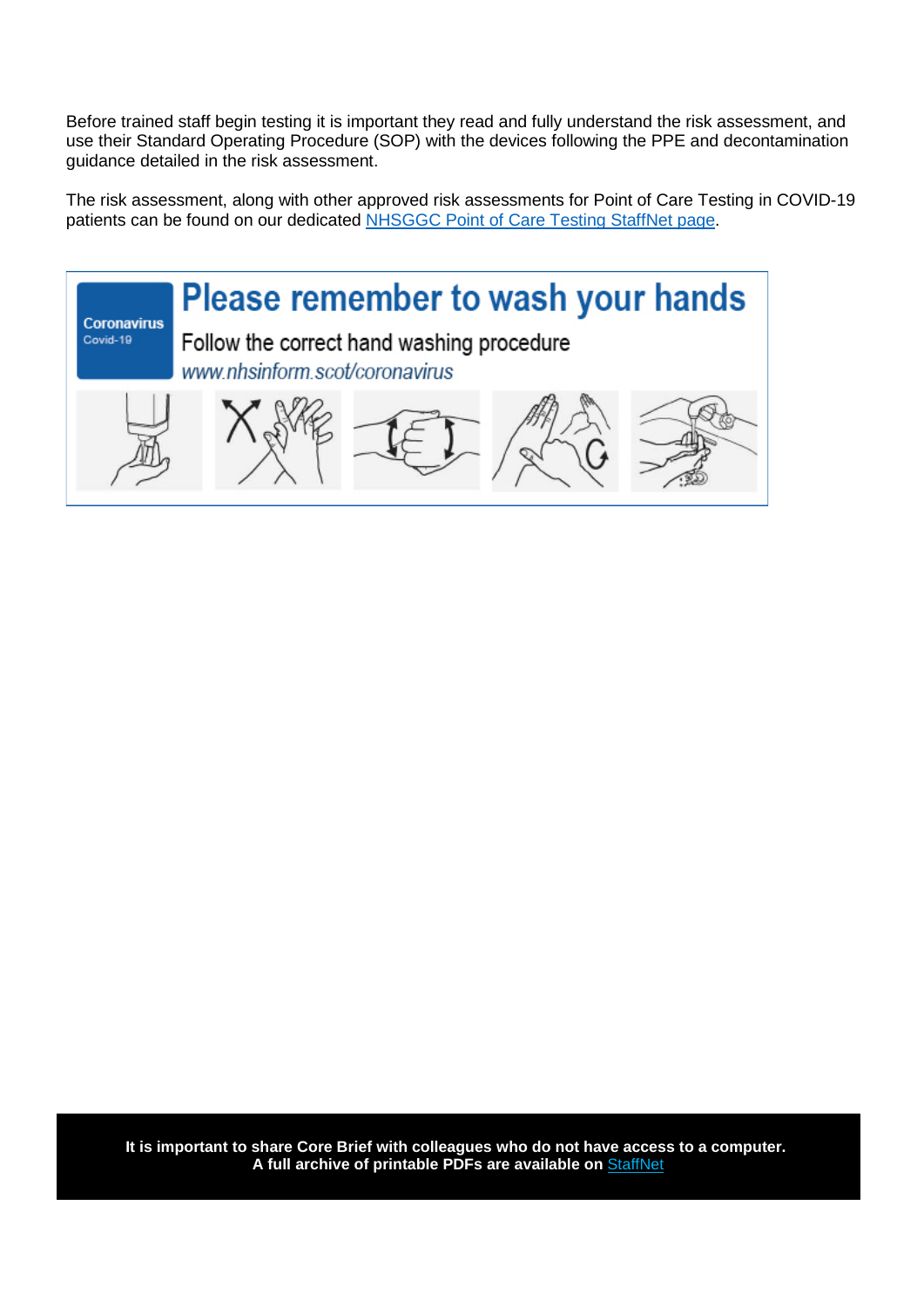Before trained staff begin testing it is important they read and fully understand the risk assessment, and use their Standard Operating Procedure (SOP) with the devices following the PPE and decontamination guidance detailed in the risk assessment.

The risk assessment, along with other approved risk assessments for Point of Care Testing in COVID-19 patients can be found on our dedicated [NHSGGC Point of Care Testing StaffNet page](NHSGGC Point of Care Testing StaffNet page).

Coronavirus
Covid-19

# Please remember to wash your hands

Follow the correct hand washing procedure

*www.nhsinform.scot/coronavirus*

**It is important to share Core Brief with colleagues who do not have access to a computer.**
**A full archive of printable PDFs are available on StaffNet**